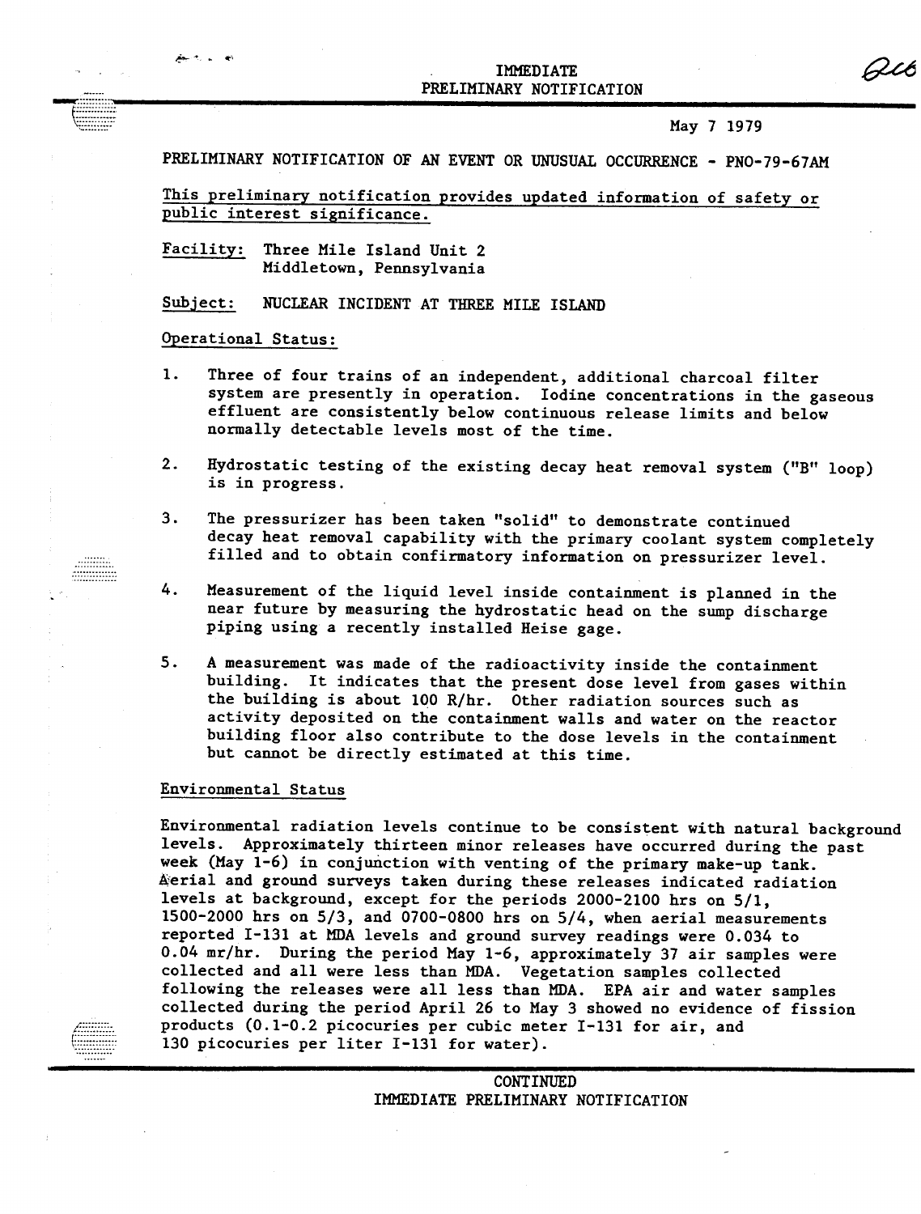IMMEDIATE
PRELIMINARY NOTIFICATION

May 7 1979

PRELIMINARY NOTIFICATION OF AN EVENT OR UNUSUAL OCCURRENCE - PNO-79-67AM

This preliminary notification provides updated information of safety or public interest significance.

Facility: Three Mile Island Unit 2
Middletown, Pennsylvania

Subject: NUCLEAR INCIDENT AT THREE MILE ISLAND

Operational Status:

1. Three of four trains of an independent, additional charcoal filter system are presently in operation. Iodine concentrations in the gaseous effluent are consistently below continuous release limits and below normally detectable levels most of the time.

2. Hydrostatic testing of the existing decay heat removal system ("B" loop) is in progress.

3. The pressurizer has been taken "solid" to demonstrate continued decay heat removal capability with the primary coolant system completely filled and to obtain confirmatory information on pressurizer level.

4. Measurement of the liquid level inside containment is planned in the near future by measuring the hydrostatic head on the sump discharge piping using a recently installed Heise gage.

5. A measurement was made of the radioactivity inside the containment building. It indicates that the present dose level from gases within the building is about 100 R/hr. Other radiation sources such as activity deposited on the containment walls and water on the reactor building floor also contribute to the dose levels in the containment but cannot be directly estimated at this time.

Environmental Status

Environmental radiation levels continue to be consistent with natural background levels. Approximately thirteen minor releases have occurred during the past week (May 1-6) in conjunction with venting of the primary make-up tank. Aerial and ground surveys taken during these releases indicated radiation levels at background, except for the periods 2000-2100 hrs on 5/1, 1500-2000 hrs on 5/3, and 0700-0800 hrs on 5/4, when aerial measurements reported I-131 at MDA levels and ground survey readings were 0.034 to 0.04 mr/hr. During the period May 1-6, approximately 37 air samples were collected and all were less than MDA. Vegetation samples collected following the releases were all less than MDA. EPA air and water samples collected during the period April 26 to May 3 showed no evidence of fission products (0.1-0.2 picocuries per cubic meter I-131 for air, and 130 picocuries per liter I-131 for water).

CONTINUED
IMMEDIATE PRELIMINARY NOTIFICATION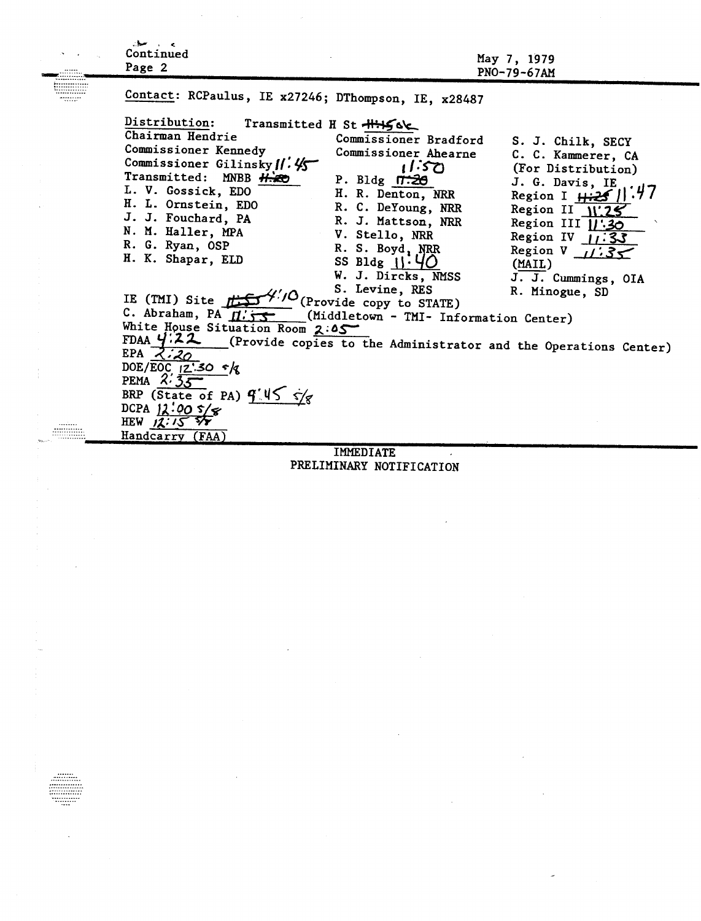Continued
Page 2

May 7, 1979
PNO-79-67AM

Contact: RCPaulus, IE x27246; DThompson, IE, x28487

Distribution: Transmitted H St ~~11:15~~ ok

| | | |
|---|---|---|
| Chairman Hendrie | Commissioner Bradford | S. J. Chilk, SECY |
| Commissioner Kennedy | Commissioner Ahearne | C. C. Kammerer, CA |
| Commissioner Gilinsky 11:45 | 11:50 | (For Distribution) |
| Transmitted: MNBB ~~11:20~~ | P. Bldg ~~11:20~~ | J. G. Davis, IE |
| L. V. Gossick, EDO | H. R. Denton, NRR | Region I ~~11:25~~ 11:47 |
| H. L. Ornstein, EDO | R. C. DeYoung, NRR | Region II 11:25 |
| J. J. Fouchard, PA | R. J. Mattson, NRR | Region III 11:30 |
| N. M. Haller, MPA | V. Stello, NRR | Region IV 11:33 |
| R. G. Ryan, OSP | R. S. Boyd, NRR | Region V 11:35 |
| H. K. Shapar, ELD | SS Bldg 11:40 | (MAIL) |
| | W. J. Dircks, NMSS | J. J. Cummings, OIA |
| | S. Levine, RES | R. Minogue, SD |

IE (TMI) Site ~~11:55~~ 4:10 (Provide copy to STATE)
C. Abraham, PA 11:55 (Middletown - TMI- Information Center)
White House Situation Room 2:05
FDAA 4:22 (Provide copies to the Administrator and the Operations Center)
EPA 2:20
DOE/EOC 12:30 5/8
PEMA 2:35
BRP (State of PA) 9:45 5/8
DCPA 12:00 5/8
HEW 12:15 5/8
Handcarry (FAA)

IMMEDIATE
PRELIMINARY NOTIFICATION